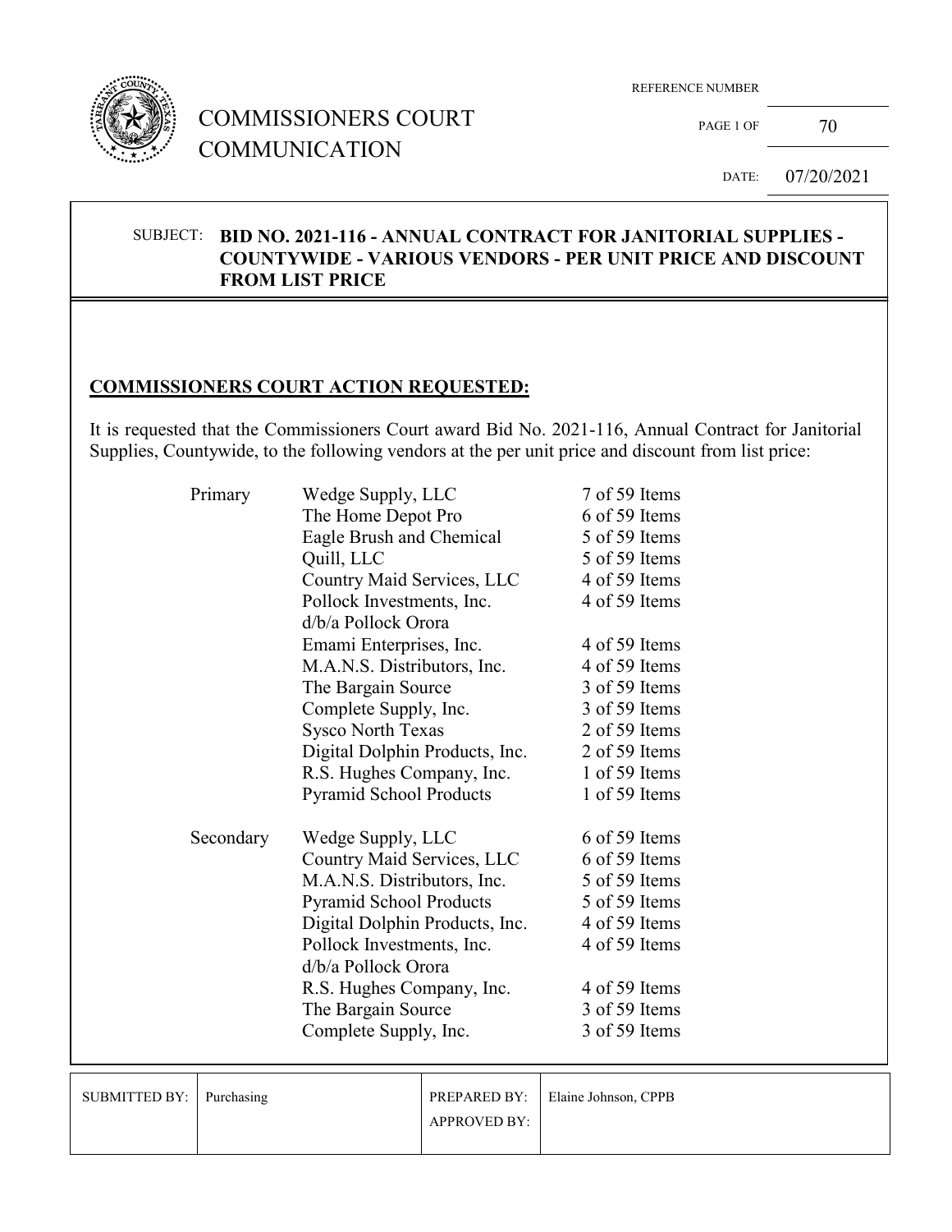COMMISSIONERS COURT COMMUNICATION

REFERENCE NUMBER

DATE: 07/20/2021

**SUBJECT: BID NO. 2021-116 - ANNUAL CONTRACT FOR JANITORIAL SUPPLIES - COUNTYWIDE - VARIOUS VENDORS - PER UNIT PRICE AND DISCOUNT FROM LIST PRICE**

## COMMISSIONERS COURT ACTION REQUESTED:

It is requested that the Commissioners Court award Bid No. 2021-116, Annual Contract for Janitorial Supplies, Countywide, to the following vendors at the per unit price and discount from list price:

| | Vendor | Items |
|---|---|---|
| Primary | Wedge Supply, LLC | 7 of 59 Items |
| | The Home Depot Pro | 6 of 59 Items |
| | Eagle Brush and Chemical | 5 of 59 Items |
| | Quill, LLC | 5 of 59 Items |
| | Country Maid Services, LLC | 4 of 59 Items |
| | Pollock Investments, Inc. d/b/a Pollock Orora | 4 of 59 Items |
| | Emami Enterprises, Inc. | 4 of 59 Items |
| | M.A.N.S. Distributors, Inc. | 4 of 59 Items |
| | The Bargain Source | 3 of 59 Items |
| | Complete Supply, Inc. | 3 of 59 Items |
| | Sysco North Texas | 2 of 59 Items |
| | Digital Dolphin Products, Inc. | 2 of 59 Items |
| | R.S. Hughes Company, Inc. | 1 of 59 Items |
| | Pyramid School Products | 1 of 59 Items |
| Secondary | Wedge Supply, LLC | 6 of 59 Items |
| | Country Maid Services, LLC | 6 of 59 Items |
| | M.A.N.S. Distributors, Inc. | 5 of 59 Items |
| | Pyramid School Products | 5 of 59 Items |
| | Digital Dolphin Products, Inc. | 4 of 59 Items |
| | Pollock Investments, Inc. d/b/a Pollock Orora | 4 of 59 Items |
| | R.S. Hughes Company, Inc. | 4 of 59 Items |
| | The Bargain Source | 3 of 59 Items |
| | Complete Supply, Inc. | 3 of 59 Items |

| SUBMITTED BY: | Purchasing | PREPARED BY: | Elaine Johnson, CPPB |
|---|---|---|---|
| | | APPROVED BY: | |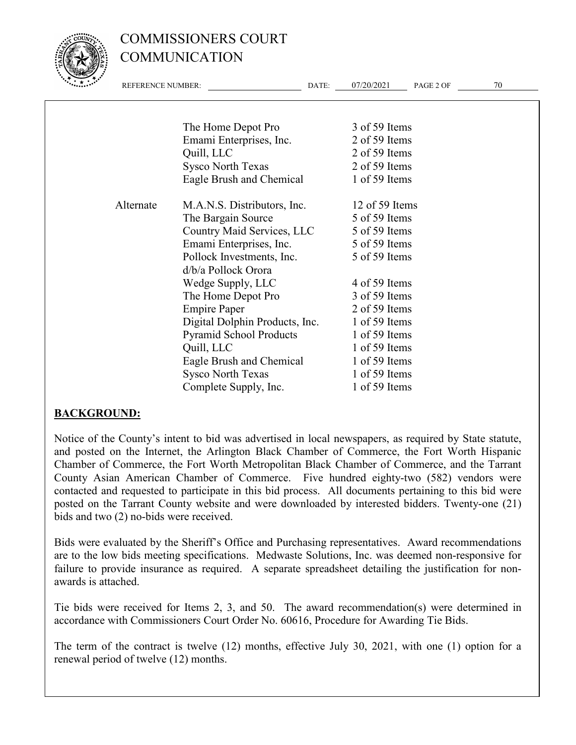| | | |
|---|---|---|
| | The Home Depot Pro | 3 of 59 Items |
| | Emami Enterprises, Inc. | 2 of 59 Items |
| | Quill, LLC | 2 of 59 Items |
| | Sysco North Texas | 2 of 59 Items |
| | Eagle Brush and Chemical | 1 of 59 Items |
| Alternate | M.A.N.S. Distributors, Inc. | 12 of 59 Items |
| | The Bargain Source | 5 of 59 Items |
| | Country Maid Services, LLC | 5 of 59 Items |
| | Emami Enterprises, Inc. | 5 of 59 Items |
| | Pollock Investments, Inc. d/b/a Pollock Orora | 5 of 59 Items |
| | Wedge Supply, LLC | 4 of 59 Items |
| | The Home Depot Pro | 3 of 59 Items |
| | Empire Paper | 2 of 59 Items |
| | Digital Dolphin Products, Inc. | 1 of 59 Items |
| | Pyramid School Products | 1 of 59 Items |
| | Quill, LLC | 1 of 59 Items |
| | Eagle Brush and Chemical | 1 of 59 Items |
| | Sysco North Texas | 1 of 59 Items |
| | Complete Supply, Inc. | 1 of 59 Items |

## BACKGROUND:

Notice of the County's intent to bid was advertised in local newspapers, as required by State statute, and posted on the Internet, the Arlington Black Chamber of Commerce, the Fort Worth Hispanic Chamber of Commerce, the Fort Worth Metropolitan Black Chamber of Commerce, and the Tarrant County Asian American Chamber of Commerce. Five hundred eighty-two (582) vendors were contacted and requested to participate in this bid process. All documents pertaining to this bid were posted on the Tarrant County website and were downloaded by interested bidders. Twenty-one (21) bids and two (2) no-bids were received.

Bids were evaluated by the Sheriff's Office and Purchasing representatives. Award recommendations are to the low bids meeting specifications. Medwaste Solutions, Inc. was deemed non-responsive for failure to provide insurance as required. A separate spreadsheet detailing the justification for non-awards is attached.

Tie bids were received for Items 2, 3, and 50. The award recommendation(s) were determined in accordance with Commissioners Court Order No. 60616, Procedure for Awarding Tie Bids.

The term of the contract is twelve (12) months, effective July 30, 2021, with one (1) option for a renewal period of twelve (12) months.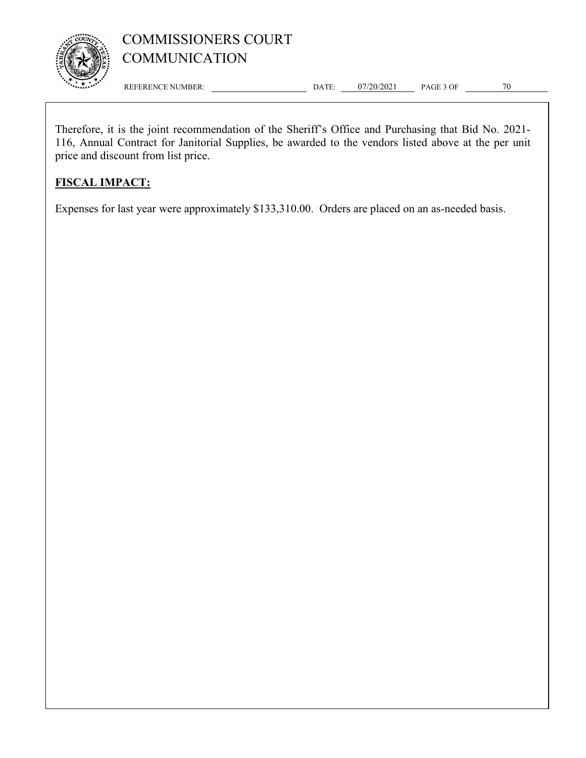Therefore, it is the joint recommendation of the Sheriff's Office and Purchasing that Bid No. 2021-116, Annual Contract for Janitorial Supplies, be awarded to the vendors listed above at the per unit price and discount from list price.

**FISCAL IMPACT:**

Expenses for last year were approximately $133,310.00. Orders are placed on an as-needed basis.